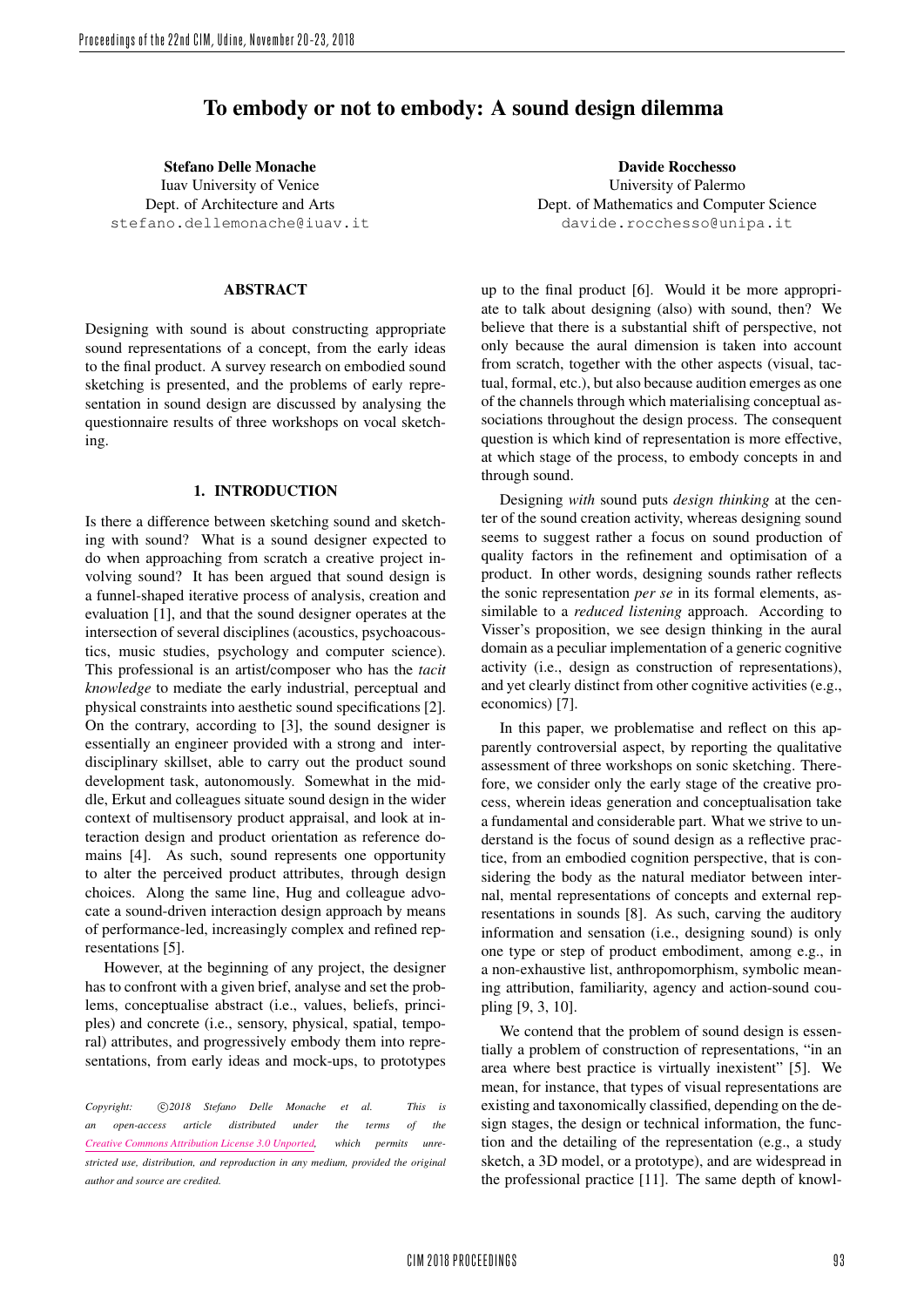# To embody or not to embody: A sound design dilemma

**Stefano Delle Monache**
Iuav University of Venice
Dept. of Architecture and Arts
stefano.dellemonache@iuav.it

**Davide Rocchesso**
University of Palermo
Dept. of Mathematics and Computer Science
davide.rocchesso@unipa.it

## ABSTRACT

Designing with sound is about constructing appropriate sound representations of a concept, from the early ideas to the final product. A survey research on embodied sound sketching is presented, and the problems of early representation in sound design are discussed by analysing the questionnaire results of three workshops on vocal sketching.

## 1. INTRODUCTION

Is there a difference between sketching sound and sketching with sound? What is a sound designer expected to do when approaching from scratch a creative project involving sound? It has been argued that sound design is a funnel-shaped iterative process of analysis, creation and evaluation [1], and that the sound designer operates at the intersection of several disciplines (acoustics, psychoacoustics, music studies, psychology and computer science). This professional is an artist/composer who has the *tacit knowledge* to mediate the early industrial, perceptual and physical constraints into aesthetic sound specifications [2]. On the contrary, according to [3], the sound designer is essentially an engineer provided with a strong and interdisciplinary skillset, able to carry out the product sound development task, autonomously. Somewhat in the middle, Erkut and colleagues situate sound design in the wider context of multisensory product appraisal, and look at interaction design and product orientation as reference domains [4]. As such, sound represents one opportunity to alter the perceived product attributes, through design choices. Along the same line, Hug and colleague advocate a sound-driven interaction design approach by means of performance-led, increasingly complex and refined representations [5].

However, at the beginning of any project, the designer has to confront with a given brief, analyse and set the problems, conceptualise abstract (i.e., values, beliefs, principles) and concrete (i.e., sensory, physical, spatial, temporal) attributes, and progressively embody them into representations, from early ideas and mock-ups, to prototypes up to the final product [6]. Would it be more appropriate to talk about designing (also) with sound, then? We believe that there is a substantial shift of perspective, not only because the aural dimension is taken into account from scratch, together with the other aspects (visual, tactual, formal, etc.), but also because audition emerges as one of the channels through which materialising conceptual associations throughout the design process. The consequent question is which kind of representation is more effective, at which stage of the process, to embody concepts in and through sound.

Designing *with* sound puts *design thinking* at the center of the sound creation activity, whereas designing sound seems to suggest rather a focus on sound production of quality factors in the refinement and optimisation of a product. In other words, designing sounds rather reflects the sonic representation *per se* in its formal elements, assimilable to a *reduced listening* approach. According to Visser's proposition, we see design thinking in the aural domain as a peculiar implementation of a generic cognitive activity (i.e., design as construction of representations), and yet clearly distinct from other cognitive activities (e.g., economics) [7].

In this paper, we problematise and reflect on this apparently controversial aspect, by reporting the qualitative assessment of three workshops on sonic sketching. Therefore, we consider only the early stage of the creative process, wherein ideas generation and conceptualisation take a fundamental and considerable part. What we strive to understand is the focus of sound design as a reflective practice, from an embodied cognition perspective, that is considering the body as the natural mediator between internal, mental representations of concepts and external representations in sounds [8]. As such, carving the auditory information and sensation (i.e., designing sound) is only one type or step of product embodiment, among e.g., in a non-exhaustive list, anthropomorphism, symbolic meaning attribution, familiarity, agency and action-sound coupling [9, 3, 10].

We contend that the problem of sound design is essentially a problem of construction of representations, "in an area where best practice is virtually inexistent" [5]. We mean, for instance, that types of visual representations are existing and taxonomically classified, depending on the design stages, the design or technical information, the function and the detailing of the representation (e.g., a study sketch, a 3D model, or a prototype), and are widespread in the professional practice [11]. The same depth of knowl-

*Copyright: ©2018 Stefano Delle Monache et al. This is an open-access article distributed under the terms of the Creative Commons Attribution License 3.0 Unported, which permits unrestricted use, distribution, and reproduction in any medium, provided the original author and source are credited.*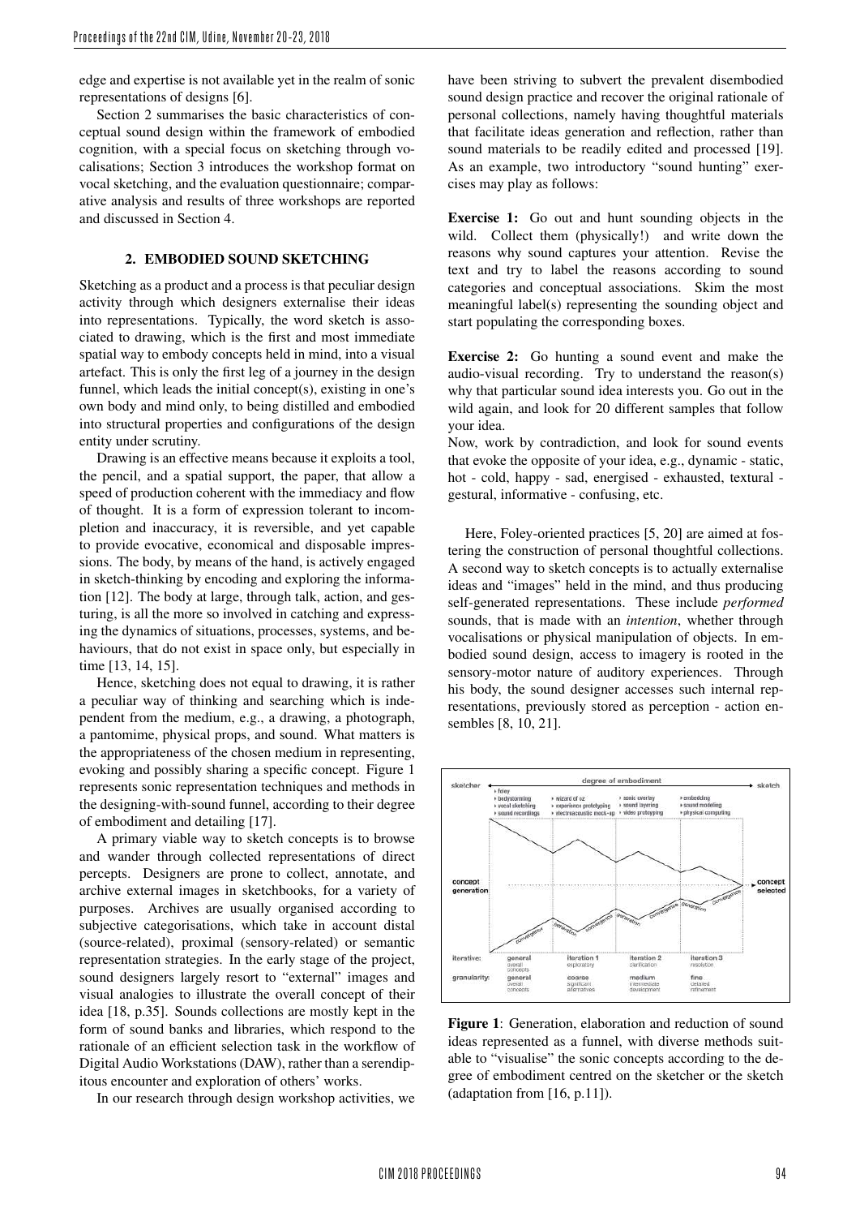edge and expertise is not available yet in the realm of sonic representations of designs [6].

Section 2 summarises the basic characteristics of conceptual sound design within the framework of embodied cognition, with a special focus on sketching through vocalisations; Section 3 introduces the workshop format on vocal sketching, and the evaluation questionnaire; comparative analysis and results of three workshops are reported and discussed in Section 4.

## 2. EMBODIED SOUND SKETCHING

Sketching as a product and a process is that peculiar design activity through which designers externalise their ideas into representations. Typically, the word sketch is associated to drawing, which is the first and most immediate spatial way to embody concepts held in mind, into a visual artefact. This is only the first leg of a journey in the design funnel, which leads the initial concept(s), existing in one's own body and mind only, to being distilled and embodied into structural properties and configurations of the design entity under scrutiny.

Drawing is an effective means because it exploits a tool, the pencil, and a spatial support, the paper, that allow a speed of production coherent with the immediacy and flow of thought. It is a form of expression tolerant to incompletion and inaccuracy, it is reversible, and yet capable to provide evocative, economical and disposable impressions. The body, by means of the hand, is actively engaged in sketch-thinking by encoding and exploring the information [12]. The body at large, through talk, action, and gesturing, is all the more so involved in catching and expressing the dynamics of situations, processes, systems, and behaviours, that do not exist in space only, but especially in time [13, 14, 15].

Hence, sketching does not equal to drawing, it is rather a peculiar way of thinking and searching which is independent from the medium, e.g., a drawing, a photograph, a pantomime, physical props, and sound. What matters is the appropriateness of the chosen medium in representing, evoking and possibly sharing a specific concept. Figure 1 represents sonic representation techniques and methods in the designing-with-sound funnel, according to their degree of embodiment and detailing [17].

A primary viable way to sketch concepts is to browse and wander through collected representations of direct percepts. Designers are prone to collect, annotate, and archive external images in sketchbooks, for a variety of purposes. Archives are usually organised according to subjective categorisations, which take in account distal (source-related), proximal (sensory-related) or semantic representation strategies. In the early stage of the project, sound designers largely resort to "external" images and visual analogies to illustrate the overall concept of their idea [18, p.35]. Sounds collections are mostly kept in the form of sound banks and libraries, which respond to the rationale of an efficient selection task in the workflow of Digital Audio Workstations (DAW), rather than a serendipitous encounter and exploration of others' works.

In our research through design workshop activities, we have been striving to subvert the prevalent disembodied sound design practice and recover the original rationale of personal collections, namely having thoughtful materials that facilitate ideas generation and reflection, rather than sound materials to be readily edited and processed [19]. As an example, two introductory "sound hunting" exercises may play as follows:

**Exercise 1:** Go out and hunt sounding objects in the wild. Collect them (physically!) and write down the reasons why sound captures your attention. Revise the text and try to label the reasons according to sound categories and conceptual associations. Skim the most meaningful label(s) representing the sounding object and start populating the corresponding boxes.

**Exercise 2:** Go hunting a sound event and make the audio-visual recording. Try to understand the reason(s) why that particular sound idea interests you. Go out in the wild again, and look for 20 different samples that follow your idea.
Now, work by contradiction, and look for sound events that evoke the opposite of your idea, e.g., dynamic - static, hot - cold, happy - sad, energised - exhausted, textural - gestural, informative - confusing, etc.

Here, Foley-oriented practices [5, 20] are aimed at fostering the construction of personal thoughtful collections. A second way to sketch concepts is to actually externalise ideas and "images" held in the mind, and thus producing self-generated representations. These include *performed* sounds, that is made with an *intention*, whether through vocalisations or physical manipulation of objects. In embodied sound design, access to imagery is rooted in the sensory-motor nature of auditory experiences. Through his body, the sound designer accesses such internal representations, previously stored as perception - action ensembles [8, 10, 21].

**Figure 1**: Generation, elaboration and reduction of sound ideas represented as a funnel, with diverse methods suitable to "visualise" the sonic concepts according to the degree of embodiment centred on the sketcher or the sketch (adaptation from [16, p.11]).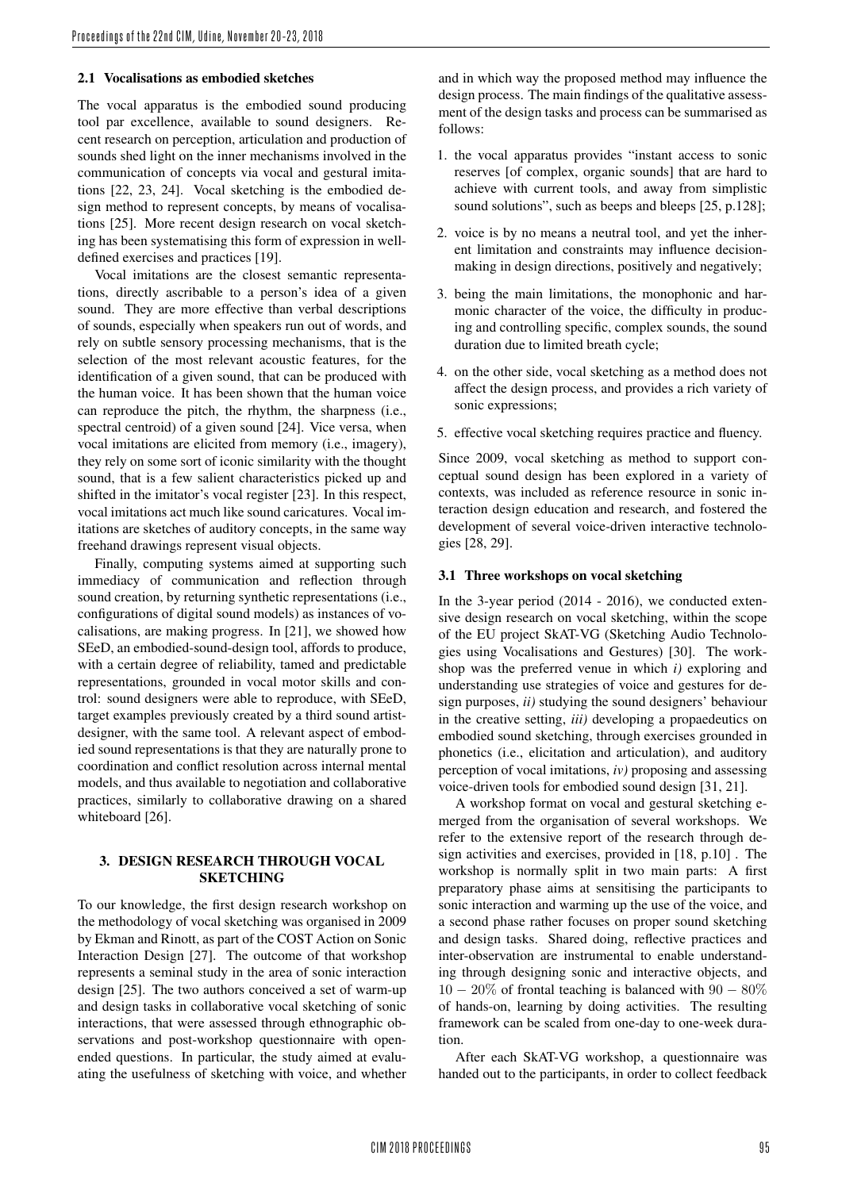### 2.1 Vocalisations as embodied sketches

The vocal apparatus is the embodied sound producing tool par excellence, available to sound designers. Recent research on perception, articulation and production of sounds shed light on the inner mechanisms involved in the communication of concepts via vocal and gestural imitations [22, 23, 24]. Vocal sketching is the embodied design method to represent concepts, by means of vocalisations [25]. More recent design research on vocal sketching has been systematising this form of expression in well-defined exercises and practices [19].

Vocal imitations are the closest semantic representations, directly ascribable to a person's idea of a given sound. They are more effective than verbal descriptions of sounds, especially when speakers run out of words, and rely on subtle sensory processing mechanisms, that is the selection of the most relevant acoustic features, for the identification of a given sound, that can be produced with the human voice. It has been shown that the human voice can reproduce the pitch, the rhythm, the sharpness (i.e., spectral centroid) of a given sound [24]. Vice versa, when vocal imitations are elicited from memory (i.e., imagery), they rely on some sort of iconic similarity with the thought sound, that is a few salient characteristics picked up and shifted in the imitator's vocal register [23]. In this respect, vocal imitations act much like sound caricatures. Vocal imitations are sketches of auditory concepts, in the same way freehand drawings represent visual objects.

Finally, computing systems aimed at supporting such immediacy of communication and reflection through sound creation, by returning synthetic representations (i.e., configurations of digital sound models) as instances of vocalisations, are making progress. In [21], we showed how SEeD, an embodied-sound-design tool, affords to produce, with a certain degree of reliability, tamed and predictable representations, grounded in vocal motor skills and control: sound designers were able to reproduce, with SEeD, target examples previously created by a third sound artist-designer, with the same tool. A relevant aspect of embodied sound representations is that they are naturally prone to coordination and conflict resolution across internal mental models, and thus available to negotiation and collaborative practices, similarly to collaborative drawing on a shared whiteboard [26].

## 3. DESIGN RESEARCH THROUGH VOCAL SKETCHING

To our knowledge, the first design research workshop on the methodology of vocal sketching was organised in 2009 by Ekman and Rinott, as part of the COST Action on Sonic Interaction Design [27]. The outcome of that workshop represents a seminal study in the area of sonic interaction design [25]. The two authors conceived a set of warm-up and design tasks in collaborative vocal sketching of sonic interactions, that were assessed through ethnographic observations and post-workshop questionnaire with open-ended questions. In particular, the study aimed at evaluating the usefulness of sketching with voice, and whether and in which way the proposed method may influence the design process. The main findings of the qualitative assessment of the design tasks and process can be summarised as follows:

1. the vocal apparatus provides "instant access to sonic reserves [of complex, organic sounds] that are hard to achieve with current tools, and away from simplistic sound solutions", such as beeps and bleeps [25, p.128];
2. voice is by no means a neutral tool, and yet the inherent limitation and constraints may influence decision-making in design directions, positively and negatively;
3. being the main limitations, the monophonic and harmonic character of the voice, the difficulty in producing and controlling specific, complex sounds, the sound duration due to limited breath cycle;
4. on the other side, vocal sketching as a method does not affect the design process, and provides a rich variety of sonic expressions;
5. effective vocal sketching requires practice and fluency.

Since 2009, vocal sketching as method to support conceptual sound design has been explored in a variety of contexts, was included as reference resource in sonic interaction design education and research, and fostered the development of several voice-driven interactive technologies [28, 29].

### 3.1 Three workshops on vocal sketching

In the 3-year period (2014 - 2016), we conducted extensive design research on vocal sketching, within the scope of the EU project SkAT-VG (Sketching Audio Technologies using Vocalisations and Gestures) [30]. The workshop was the preferred venue in which *i)* exploring and understanding use strategies of voice and gestures for design purposes, *ii)* studying the sound designers' behaviour in the creative setting, *iii)* developing a propaedeutics on embodied sound sketching, through exercises grounded in phonetics (i.e., elicitation and articulation), and auditory perception of vocal imitations, *iv)* proposing and assessing voice-driven tools for embodied sound design [31, 21].

A workshop format on vocal and gestural sketching emerged from the organisation of several workshops. We refer to the extensive report of the research through design activities and exercises, provided in [18, p.10] . The workshop is normally split in two main parts: A first preparatory phase aims at sensitising the participants to sonic interaction and warming up the use of the voice, and a second phase rather focuses on proper sound sketching and design tasks. Shared doing, reflective practices and inter-observation are instrumental to enable understanding through designing sonic and interactive objects, and $10-20\%$ of frontal teaching is balanced with $90-80\%$ of hands-on, learning by doing activities. The resulting framework can be scaled from one-day to one-week duration.

After each SkAT-VG workshop, a questionnaire was handed out to the participants, in order to collect feedback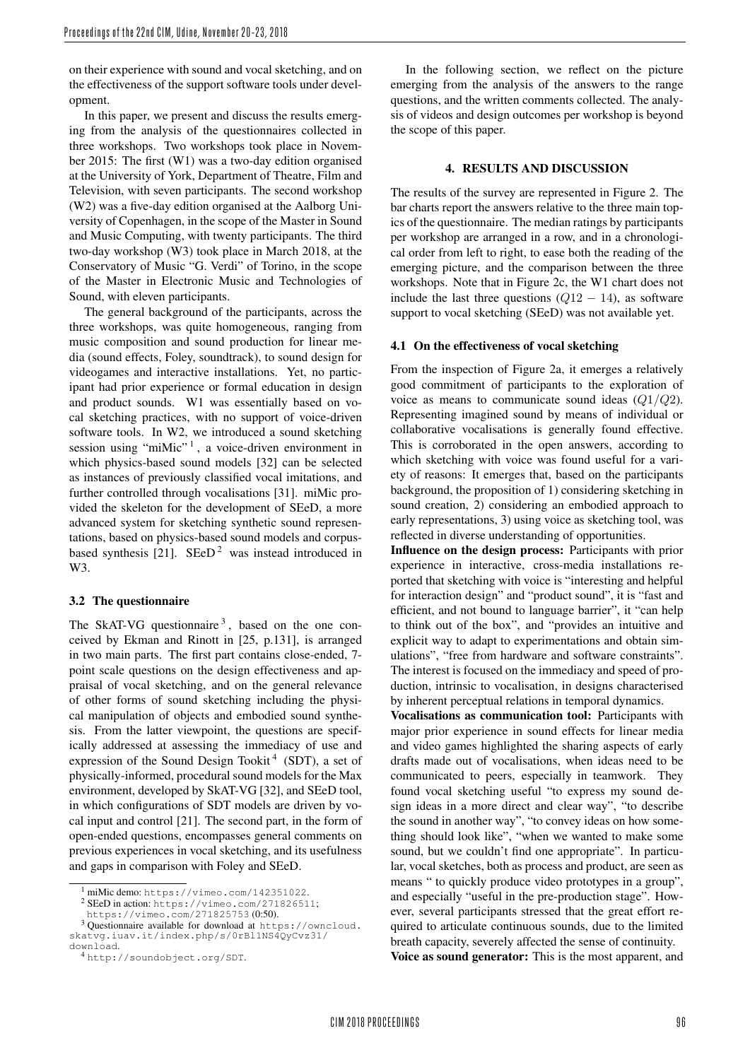on their experience with sound and vocal sketching, and on the effectiveness of the support software tools under development.

In this paper, we present and discuss the results emerging from the analysis of the questionnaires collected in three workshops. Two workshops took place in November 2015: The first (W1) was a two-day edition organised at the University of York, Department of Theatre, Film and Television, with seven participants. The second workshop (W2) was a five-day edition organised at the Aalborg University of Copenhagen, in the scope of the Master in Sound and Music Computing, with twenty participants. The third two-day workshop (W3) took place in March 2018, at the Conservatory of Music "G. Verdi" of Torino, in the scope of the Master in Electronic Music and Technologies of Sound, with eleven participants.

The general background of the participants, across the three workshops, was quite homogeneous, ranging from music composition and sound production for linear media (sound effects, Foley, soundtrack), to sound design for videogames and interactive installations. Yet, no participant had prior experience or formal education in design and product sounds. W1 was essentially based on vocal sketching practices, with no support of voice-driven software tools. In W2, we introduced a sound sketching session using "miMic" [1], a voice-driven environment in which physics-based sound models [32] can be selected as instances of previously classified vocal imitations, and further controlled through vocalisations [31]. miMic provided the skeleton for the development of SEeD, a more advanced system for sketching synthetic sound representations, based on physics-based sound models and corpus-based synthesis [21]. SEeD [2] was instead introduced in W3.

### 3.2 The questionnaire

The SkAT-VG questionnaire [3], based on the one conceived by Ekman and Rinott in [25, p.131], is arranged in two main parts. The first part contains close-ended, 7-point scale questions on the design effectiveness and appraisal of vocal sketching, and on the general relevance of other forms of sound sketching including the physical manipulation of objects and embodied sound synthesis. From the latter viewpoint, the questions are specifically addressed at assessing the immediacy of use and expression of the Sound Design Tookit [4] (SDT), a set of physically-informed, procedural sound models for the Max environment, developed by SkAT-VG [32], and SEeD tool, in which configurations of SDT models are driven by vocal input and control [21]. The second part, in the form of open-ended questions, encompasses general comments on previous experiences in vocal sketching, and its usefulness and gaps in comparison with Foley and SEeD.

[1] miMic demo: https://vimeo.com/142351022.

[2] SEeD in action: https://vimeo.com/271826511; https://vimeo.com/271825753 (0:50).

[3] Questionnaire available for download at https://owncloud.skatvg.iuav.it/index.php/s/0rBl1NS4QyCvz31/download.

[4] http://soundobject.org/SDT.

In the following section, we reflect on the picture emerging from the analysis of the answers to the range questions, and the written comments collected. The analysis of videos and design outcomes per workshop is beyond the scope of this paper.

## 4. RESULTS AND DISCUSSION

The results of the survey are represented in Figure 2. The bar charts report the answers relative to the three main topics of the questionnaire. The median ratings by participants per workshop are arranged in a row, and in a chronological order from left to right, to ease both the reading of the emerging picture, and the comparison between the three workshops. Note that in Figure 2c, the W1 chart does not include the last three questions ($Q12-14$), as software support to vocal sketching (SEeD) was not available yet.

### 4.1 On the effectiveness of vocal sketching

From the inspection of Figure 2a, it emerges a relatively good commitment of participants to the exploration of voice as means to communicate sound ideas ($Q1/Q2$). Representing imagined sound by means of individual or collaborative vocalisations is generally found effective. This is corroborated in the open answers, according to which sketching with voice was found useful for a variety of reasons: It emerges that, based on the participants background, the proposition of 1) considering sketching in sound creation, 2) considering an embodied approach to early representations, 3) using voice as sketching tool, was reflected in diverse understanding of opportunities.

**Influence on the design process:** Participants with prior experience in interactive, cross-media installations reported that sketching with voice is "interesting and helpful for interaction design" and "product sound", it is "fast and efficient, and not bound to language barrier", it "can help to think out of the box", and "provides an intuitive and explicit way to adapt to experimentations and obtain simulations", "free from hardware and software constraints". The interest is focused on the immediacy and speed of production, intrinsic to vocalisation, in designs characterised by inherent perceptual relations in temporal dynamics.

**Vocalisations as communication tool:** Participants with major prior experience in sound effects for linear media and video games highlighted the sharing aspects of early drafts made out of vocalisations, when ideas need to be communicated to peers, especially in teamwork. They found vocal sketching useful "to express my sound design ideas in a more direct and clear way", "to describe the sound in another way", "to convey ideas on how something should look like", "when we wanted to make some sound, but we couldn't find one appropriate". In particular, vocal sketches, both as process and product, are seen as means " to quickly produce video prototypes in a group", and especially "useful in the pre-production stage". However, several participants stressed that the great effort required to articulate continuous sounds, due to the limited breath capacity, severely affected the sense of continuity.

**Voice as sound generator:** This is the most apparent, and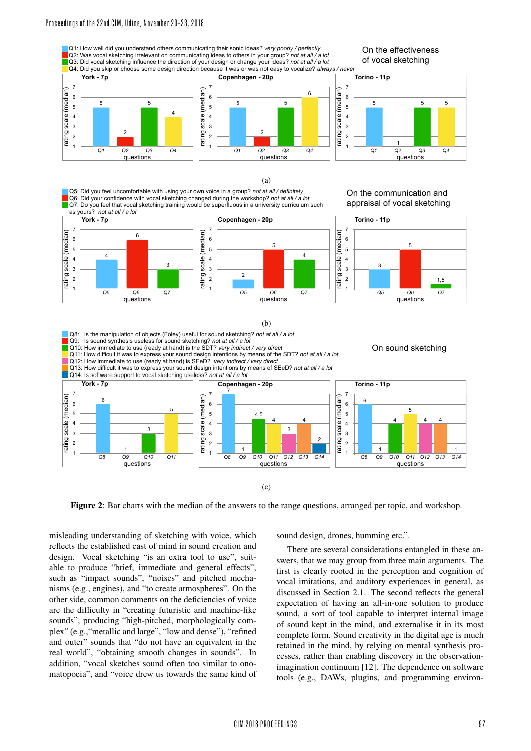Q1: How well did you understand others communicating their sonic ideas? *very poorly / perfectly*
Q2: Was vocal sketching irrelevant on communicating ideas to others in your group? *not at all / a lot*
Q3: Did vocal sketching influence the direction of your design or change your ideas? *not at all / a lot*
Q4: Did you skip or choose some design direction because it was or was not easy to vocalize? *always / never*

On the effectiveness of vocal sketching

| Workshop | Q1 | Q2 | Q3 | Q4 |
|---|---|---|---|---|
| York - 7p | 5 | 2 | 5 | 4 |
| Copenhagen - 20p | 5 | 2 | 5 | 6 |
| Torino - 11p | 5 | 1 | 5 | 5 |

(a)

Q5: Did you feel uncomfortable with using your own voice in a group? *not at all / definitely*
Q6: Did your confidence with vocal sketching changed during the workshop? *not at all / a lot*
Q7: Do you feel that vocal sketching training would be superfluous in a university curriculum such as yours? *not at all / a lot*

On the communication and appraisal of vocal sketching

| Workshop | Q5 | Q6 | Q7 |
|---|---|---|---|
| York - 7p | 4 | 6 | 3 |
| Copenhagen - 20p | 2 | 5 | 4 |
| Torino - 11p | 3 | 5 | 1,5 |

(b)

Q8: Is the manipulation of objects (Foley) useful for sound sketching? *not at all / a lot*
Q9: Is sound synthesis useless for sound sketching? *not at all / a lot*
Q10: How immediate to use (ready at hand) is the SDT? *very indirect / very direct*
Q11: How difficult it was to express your sound design intentions by means of the SDT? *not at all / a lot*
Q12: How immediate to use (ready at hand) is SEeD? *very indirect / very direct*
Q13: How difficult it was to express your sound design intentions by means of SEeD? *not at all / a lot*
Q14: Is software support to vocal sketching useless? *not at all / a lot*

On sound sketching

| Workshop | Q8 | Q9 | Q10 | Q11 | Q12 | Q13 | Q14 |
|---|---|---|---|---|---|---|---|
| York - 7p | 6 | 1 | 3 | 5 | | | |
| Copenhagen - 20p | 7 | 1 | 4,5 | 4 | 3 | 4 | 2 |
| Torino - 11p | 6 | 1 | 4 | 5 | 4 | 4 | 1 |

(c)

**Figure 2**: Bar charts with the median of the answers to the range questions, arranged per topic, and workshop.

misleading understanding of sketching with voice, which reflects the established cast of mind in sound creation and design. Vocal sketching "is an extra tool to use", suitable to produce "brief, immediate and general effects", such as "impact sounds", "noises" and pitched mechanisms (e.g., engines), and "to create atmospheres". On the other side, common comments on the deficiencies of voice are the difficulty in "creating futuristic and machine-like sounds", producing "high-pitched, morphologically complex" (e.g.,"metallic and large", "low and dense"), "refined and outer" sounds that "do not have an equivalent in the real world", "obtaining smooth changes in sounds". In addition, "vocal sketches sound often too similar to onomatopoeia", and "voice drew us towards the same kind of sound design, drones, humming etc.".

There are several considerations entangled in these answers, that we may group from three main arguments. The first is clearly rooted in the perception and cognition of vocal imitations, and auditory experiences in general, as discussed in Section 2.1. The second reflects the general expectation of having an all-in-one solution to produce sound, a sort of tool capable to interpret internal image of sound kept in the mind, and externalise it in its most complete form. Sound creativity in the digital age is much retained in the mind, by relying on mental synthesis processes, rather than enabling discovery in the observation-imagination continuum [12]. The dependence on software tools (e.g., DAWs, plugins, and programming environ-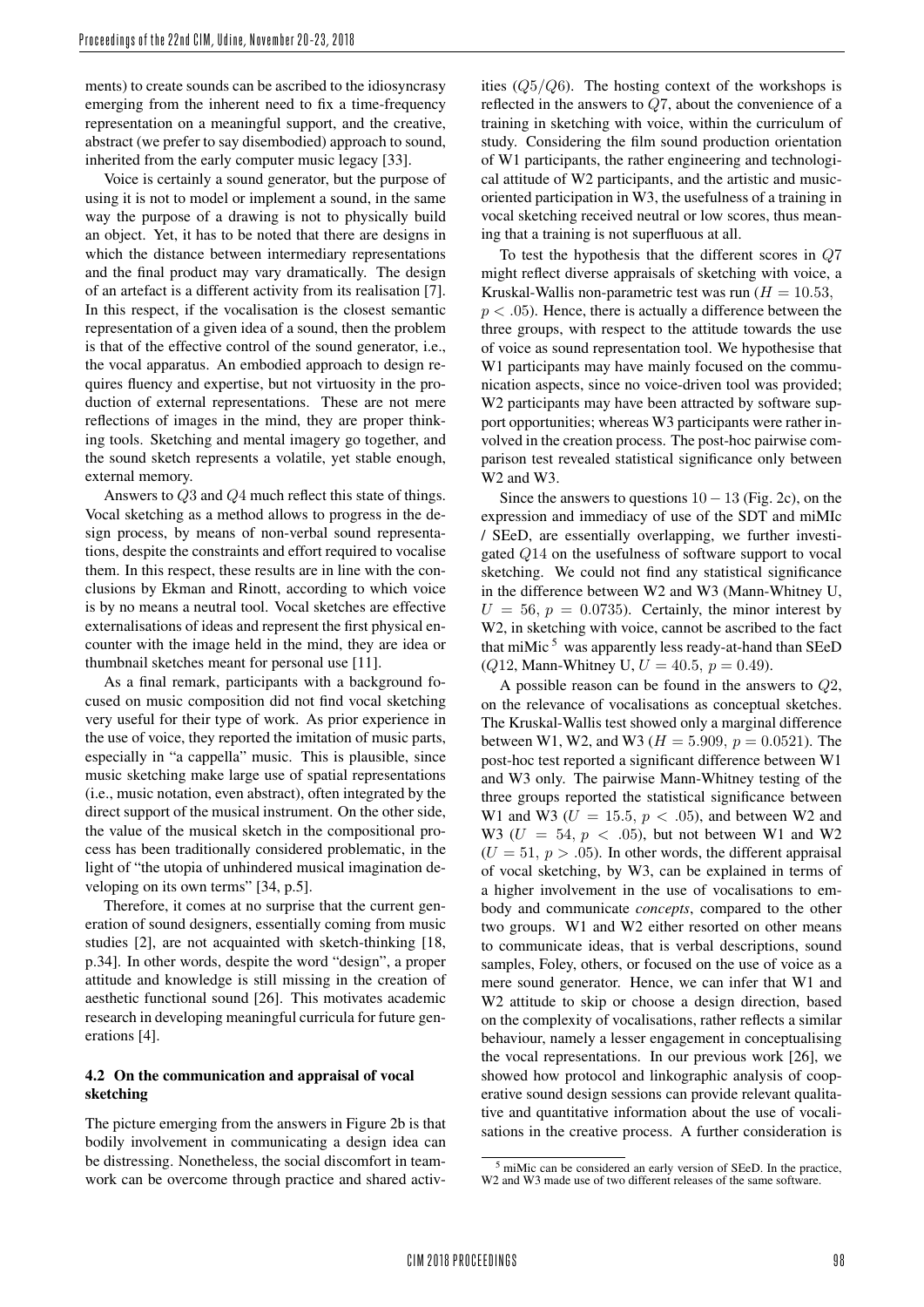ments) to create sounds can be ascribed to the idiosyncrasy emerging from the inherent need to fix a time-frequency representation on a meaningful support, and the creative, abstract (we prefer to say disembodied) approach to sound, inherited from the early computer music legacy [33].

Voice is certainly a sound generator, but the purpose of using it is not to model or implement a sound, in the same way the purpose of a drawing is not to physically build an object. Yet, it has to be noted that there are designs in which the distance between intermediary representations and the final product may vary dramatically. The design of an artefact is a different activity from its realisation [7]. In this respect, if the vocalisation is the closest semantic representation of a given idea of a sound, then the problem is that of the effective control of the sound generator, i.e., the vocal apparatus. An embodied approach to design requires fluency and expertise, but not virtuosity in the production of external representations. These are not mere reflections of images in the mind, they are proper thinking tools. Sketching and mental imagery go together, and the sound sketch represents a volatile, yet stable enough, external memory.

Answers to $Q3$ and $Q4$ much reflect this state of things. Vocal sketching as a method allows to progress in the design process, by means of non-verbal sound representations, despite the constraints and effort required to vocalise them. In this respect, these results are in line with the conclusions by Ekman and Rinott, according to which voice is by no means a neutral tool. Vocal sketches are effective externalisations of ideas and represent the first physical encounter with the image held in the mind, they are idea or thumbnail sketches meant for personal use [11].

As a final remark, participants with a background focused on music composition did not find vocal sketching very useful for their type of work. As prior experience in the use of voice, they reported the imitation of music parts, especially in "a cappella" music. This is plausible, since music sketching make large use of spatial representations (i.e., music notation, even abstract), often integrated by the direct support of the musical instrument. On the other side, the value of the musical sketch in the compositional process has been traditionally considered problematic, in the light of "the utopia of unhindered musical imagination developing on its own terms" [34, p.5].

Therefore, it comes at no surprise that the current generation of sound designers, essentially coming from music studies [2], are not acquainted with sketch-thinking [18, p.34]. In other words, despite the word "design", a proper attitude and knowledge is still missing in the creation of aesthetic functional sound [26]. This motivates academic research in developing meaningful curricula for future generations [4].

### 4.2 On the communication and appraisal of vocal sketching

The picture emerging from the answers in Figure 2b is that bodily involvement in communicating a design idea can be distressing. Nonetheless, the social discomfort in teamwork can be overcome through practice and shared activities ($Q5/Q6$). The hosting context of the workshops is reflected in the answers to $Q7$, about the convenience of a training in sketching with voice, within the curriculum of study. Considering the film sound production orientation of W1 participants, the rather engineering and technological attitude of W2 participants, and the artistic and music-oriented participation in W3, the usefulness of a training in vocal sketching received neutral or low scores, thus meaning that a training is not superfluous at all.

To test the hypothesis that the different scores in $Q7$ might reflect diverse appraisals of sketching with voice, a Kruskal-Wallis non-parametric test was run ($H = 10.53$, $p < .05$). Hence, there is actually a difference between the three groups, with respect to the attitude towards the use of voice as sound representation tool. We hypothesise that W1 participants may have mainly focused on the communication aspects, since no voice-driven tool was provided; W2 participants may have been attracted by software support opportunities; whereas W3 participants were rather involved in the creation process. The post-hoc pairwise comparison test revealed statistical significance only between W2 and W3.

Since the answers to questions $10-13$ (Fig. 2c), on the expression and immediacy of use of the SDT and miMIc / SEeD, are essentially overlapping, we further investigated $Q14$ on the usefulness of software support to vocal sketching. We could not find any statistical significance in the difference between W2 and W3 (Mann-Whitney U, $U = 56$, $p = 0.0735$). Certainly, the minor interest by W2, in sketching with voice, cannot be ascribed to the fact that miMic [5] was apparently less ready-at-hand than SEeD ($Q12$, Mann-Whitney U, $U = 40.5$, $p = 0.49$).

A possible reason can be found in the answers to $Q2$, on the relevance of vocalisations as conceptual sketches. The Kruskal-Wallis test showed only a marginal difference between W1, W2, and W3 ($H = 5.909$, $p = 0.0521$). The post-hoc test reported a significant difference between W1 and W3 only. The pairwise Mann-Whitney testing of the three groups reported the statistical significance between W1 and W3 ($U = 15.5$, $p < .05$), and between W2 and W3 ($U = 54$, $p < .05$), but not between W1 and W2 ($U = 51$, $p > .05$). In other words, the different appraisal of vocal sketching, by W3, can be explained in terms of a higher involvement in the use of vocalisations to embody and communicate *concepts*, compared to the other two groups. W1 and W2 either resorted on other means to communicate ideas, that is verbal descriptions, sound samples, Foley, others, or focused on the use of voice as a mere sound generator. Hence, we can infer that W1 and W2 attitude to skip or choose a design direction, based on the complexity of vocalisations, rather reflects a similar behaviour, namely a lesser engagement in conceptualising the vocal representations. In our previous work [26], we showed how protocol and linkographic analysis of cooperative sound design sessions can provide relevant qualitative and quantitative information about the use of vocalisations in the creative process. A further consideration is

[5] miMic can be considered an early version of SEeD. In the practice, W2 and W3 made use of two different releases of the same software.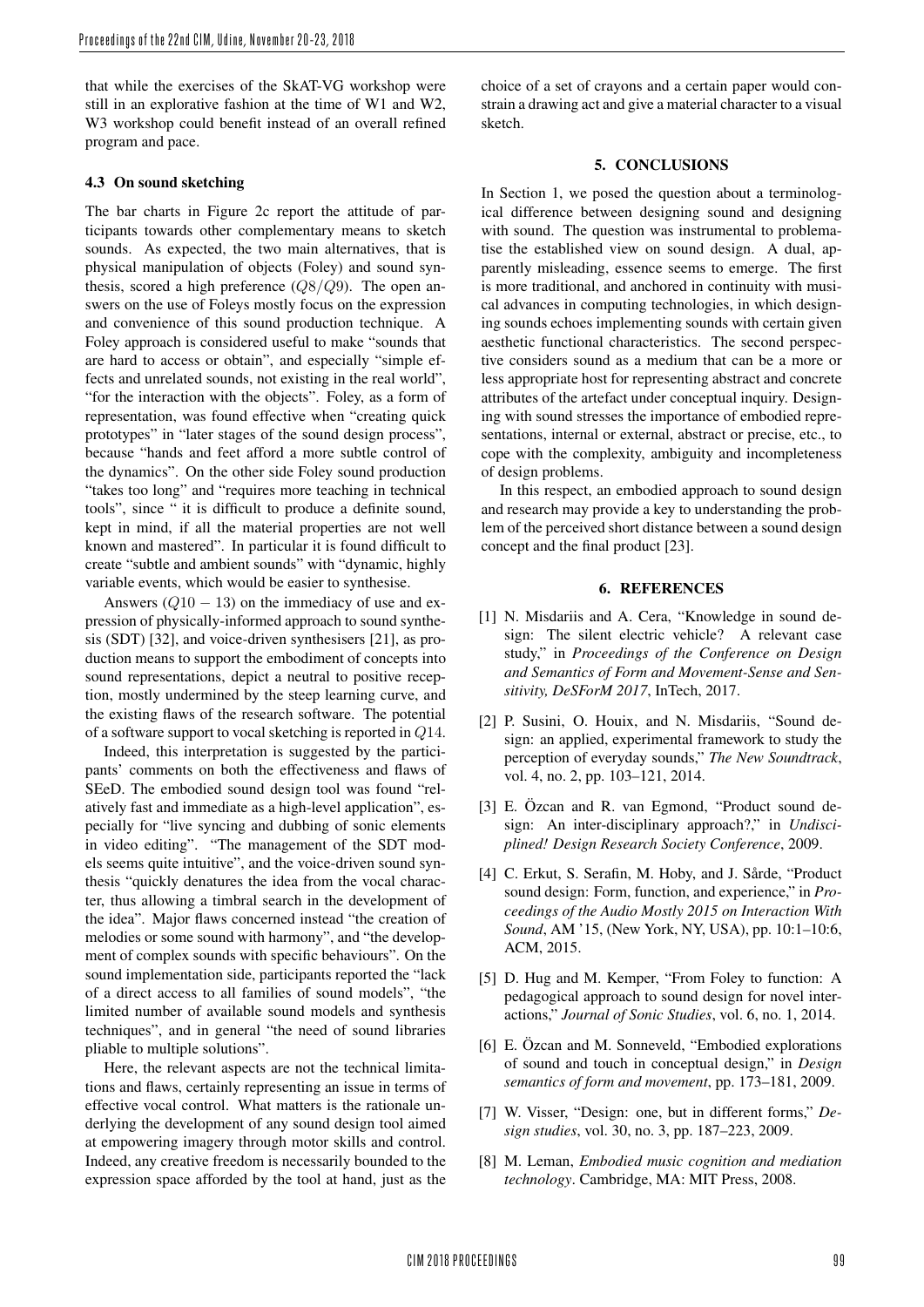that while the exercises of the SkAT-VG workshop were still in an explorative fashion at the time of W1 and W2, W3 workshop could benefit instead of an overall refined program and pace.

### 4.3 On sound sketching

The bar charts in Figure 2c report the attitude of participants towards other complementary means to sketch sounds. As expected, the two main alternatives, that is physical manipulation of objects (Foley) and sound synthesis, scored a high preference ($Q8/Q9$). The open answers on the use of Foleys mostly focus on the expression and convenience of this sound production technique. A Foley approach is considered useful to make "sounds that are hard to access or obtain", and especially "simple effects and unrelated sounds, not existing in the real world", "for the interaction with the objects". Foley, as a form of representation, was found effective when "creating quick prototypes" in "later stages of the sound design process", because "hands and feet afford a more subtle control of the dynamics". On the other side Foley sound production "takes too long" and "requires more teaching in technical tools", since " it is difficult to produce a definite sound, kept in mind, if all the material properties are not well known and mastered". In particular it is found difficult to create "subtle and ambient sounds" with "dynamic, highly variable events, which would be easier to synthesise.

Answers ($Q10-13$) on the immediacy of use and expression of physically-informed approach to sound synthesis (SDT) [32], and voice-driven synthesisers [21], as production means to support the embodiment of concepts into sound representations, depict a neutral to positive reception, mostly undermined by the steep learning curve, and the existing flaws of the research software. The potential of a software support to vocal sketching is reported in $Q14$.

Indeed, this interpretation is suggested by the participants' comments on both the effectiveness and flaws of SEeD. The embodied sound design tool was found "relatively fast and immediate as a high-level application", especially for "live syncing and dubbing of sonic elements in video editing". "The management of the SDT models seems quite intuitive", and the voice-driven sound synthesis "quickly denatures the idea from the vocal character, thus allowing a timbral search in the development of the idea". Major flaws concerned instead "the creation of melodies or some sound with harmony", and "the development of complex sounds with specific behaviours". On the sound implementation side, participants reported the "lack of a direct access to all families of sound models", "the limited number of available sound models and synthesis techniques", and in general "the need of sound libraries pliable to multiple solutions".

Here, the relevant aspects are not the technical limitations and flaws, certainly representing an issue in terms of effective vocal control. What matters is the rationale underlying the development of any sound design tool aimed at empowering imagery through motor skills and control. Indeed, any creative freedom is necessarily bounded to the expression space afforded by the tool at hand, just as the choice of a set of crayons and a certain paper would constrain a drawing act and give a material character to a visual sketch.

## 5. CONCLUSIONS

In Section 1, we posed the question about a terminological difference between designing sound and designing with sound. The question was instrumental to problematise the established view on sound design. A dual, apparently misleading, essence seems to emerge. The first is more traditional, and anchored in continuity with musical advances in computing technologies, in which designing sounds echoes implementing sounds with certain given aesthetic functional characteristics. The second perspective considers sound as a medium that can be a more or less appropriate host for representing abstract and concrete attributes of the artefact under conceptual inquiry. Designing with sound stresses the importance of embodied representations, internal or external, abstract or precise, etc., to cope with the complexity, ambiguity and incompleteness of design problems.

In this respect, an embodied approach to sound design and research may provide a key to understanding the problem of the perceived short distance between a sound design concept and the final product [23].

## 6. REFERENCES

[1] N. Misdariis and A. Cera, "Knowledge in sound design: The silent electric vehicle? A relevant case study," in *Proceedings of the Conference on Design and Semantics of Form and Movement-Sense and Sensitivity, DeSForM 2017*, InTech, 2017.

[2] P. Susini, O. Houix, and N. Misdariis, "Sound design: an applied, experimental framework to study the perception of everyday sounds," *The New Soundtrack*, vol. 4, no. 2, pp. 103–121, 2014.

[3] E. Özcan and R. van Egmond, "Product sound design: An inter-disciplinary approach?," in *Undisciplined! Design Research Society Conference*, 2009.

[4] C. Erkut, S. Serafin, M. Hoby, and J. Sårde, "Product sound design: Form, function, and experience," in *Proceedings of the Audio Mostly 2015 on Interaction With Sound*, AM '15, (New York, NY, USA), pp. 10:1–10:6, ACM, 2015.

[5] D. Hug and M. Kemper, "From Foley to function: A pedagogical approach to sound design for novel interactions," *Journal of Sonic Studies*, vol. 6, no. 1, 2014.

[6] E. Özcan and M. Sonneveld, "Embodied explorations of sound and touch in conceptual design," in *Design semantics of form and movement*, pp. 173–181, 2009.

[7] W. Visser, "Design: one, but in different forms," *Design studies*, vol. 30, no. 3, pp. 187–223, 2009.

[8] M. Leman, *Embodied music cognition and mediation technology*. Cambridge, MA: MIT Press, 2008.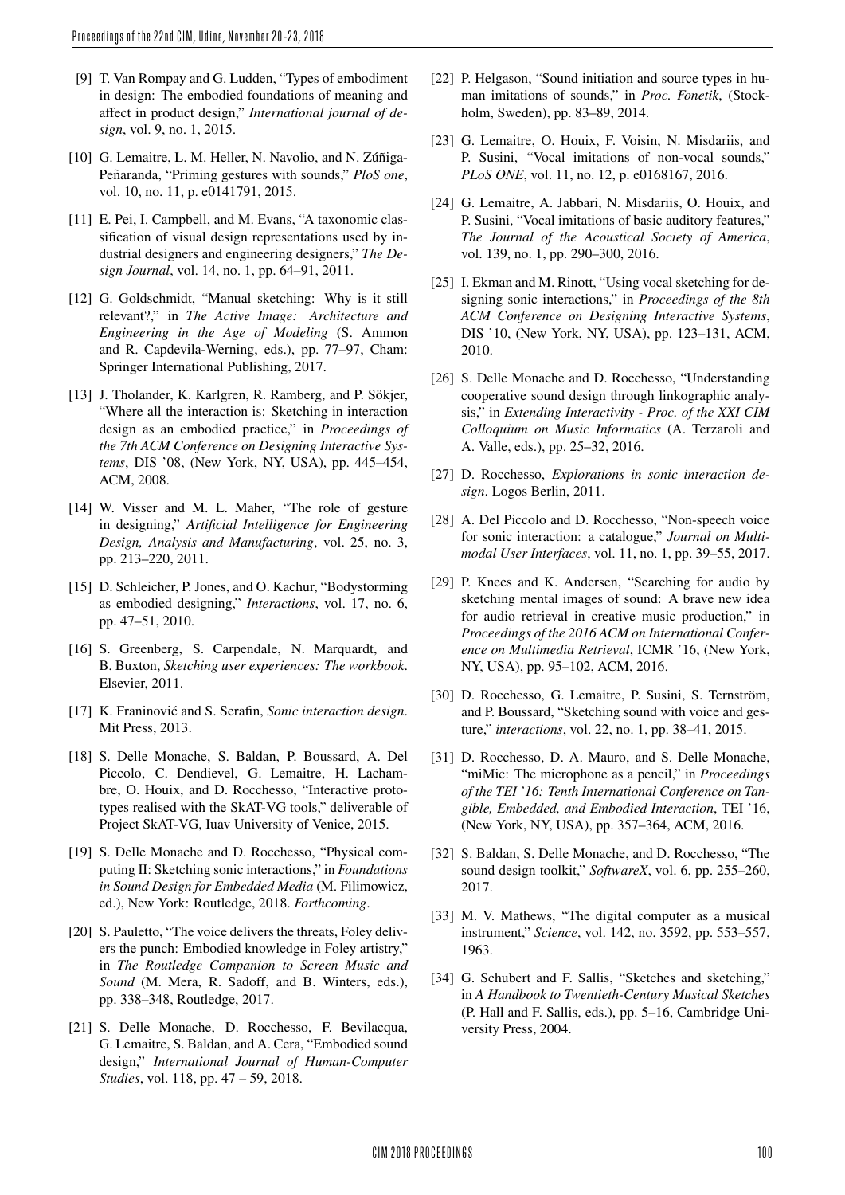[9] T. Van Rompay and G. Ludden, "Types of embodiment in design: The embodied foundations of meaning and affect in product design," *International journal of design*, vol. 9, no. 1, 2015.

[10] G. Lemaitre, L. M. Heller, N. Navolio, and N. Zúñiga-Peñaranda, "Priming gestures with sounds," *PloS one*, vol. 10, no. 11, p. e0141791, 2015.

[11] E. Pei, I. Campbell, and M. Evans, "A taxonomic classification of visual design representations used by industrial designers and engineering designers," *The Design Journal*, vol. 14, no. 1, pp. 64–91, 2011.

[12] G. Goldschmidt, "Manual sketching: Why is it still relevant?," in *The Active Image: Architecture and Engineering in the Age of Modeling* (S. Ammon and R. Capdevila-Werning, eds.), pp. 77–97, Cham: Springer International Publishing, 2017.

[13] J. Tholander, K. Karlgren, R. Ramberg, and P. Sökjer, "Where all the interaction is: Sketching in interaction design as an embodied practice," in *Proceedings of the 7th ACM Conference on Designing Interactive Systems*, DIS '08, (New York, NY, USA), pp. 445–454, ACM, 2008.

[14] W. Visser and M. L. Maher, "The role of gesture in designing," *Artificial Intelligence for Engineering Design, Analysis and Manufacturing*, vol. 25, no. 3, pp. 213–220, 2011.

[15] D. Schleicher, P. Jones, and O. Kachur, "Bodystorming as embodied designing," *Interactions*, vol. 17, no. 6, pp. 47–51, 2010.

[16] S. Greenberg, S. Carpendale, N. Marquardt, and B. Buxton, *Sketching user experiences: The workbook*. Elsevier, 2011.

[17] K. Franinović and S. Serafin, *Sonic interaction design*. Mit Press, 2013.

[18] S. Delle Monache, S. Baldan, P. Boussard, A. Del Piccolo, C. Dendievel, G. Lemaitre, H. Lachambre, O. Houix, and D. Rocchesso, "Interactive prototypes realised with the SkAT-VG tools," deliverable of Project SkAT-VG, Iuav University of Venice, 2015.

[19] S. Delle Monache and D. Rocchesso, "Physical computing II: Sketching sonic interactions," in *Foundations in Sound Design for Embedded Media* (M. Filimowicz, ed.), New York: Routledge, 2018. *Forthcoming*.

[20] S. Pauletto, "The voice delivers the threats, Foley delivers the punch: Embodied knowledge in Foley artistry," in *The Routledge Companion to Screen Music and Sound* (M. Mera, R. Sadoff, and B. Winters, eds.), pp. 338–348, Routledge, 2017.

[21] S. Delle Monache, D. Rocchesso, F. Bevilacqua, G. Lemaitre, S. Baldan, and A. Cera, "Embodied sound design," *International Journal of Human-Computer Studies*, vol. 118, pp. 47 – 59, 2018.

[22] P. Helgason, "Sound initiation and source types in human imitations of sounds," in *Proc. Fonetik*, (Stockholm, Sweden), pp. 83–89, 2014.

[23] G. Lemaitre, O. Houix, F. Voisin, N. Misdariis, and P. Susini, "Vocal imitations of non-vocal sounds," *PLoS ONE*, vol. 11, no. 12, p. e0168167, 2016.

[24] G. Lemaitre, A. Jabbari, N. Misdariis, O. Houix, and P. Susini, "Vocal imitations of basic auditory features," *The Journal of the Acoustical Society of America*, vol. 139, no. 1, pp. 290–300, 2016.

[25] I. Ekman and M. Rinott, "Using vocal sketching for designing sonic interactions," in *Proceedings of the 8th ACM Conference on Designing Interactive Systems*, DIS '10, (New York, NY, USA), pp. 123–131, ACM, 2010.

[26] S. Delle Monache and D. Rocchesso, "Understanding cooperative sound design through linkographic analysis," in *Extending Interactivity - Proc. of the XXI CIM Colloquium on Music Informatics* (A. Terzaroli and A. Valle, eds.), pp. 25–32, 2016.

[27] D. Rocchesso, *Explorations in sonic interaction design*. Logos Berlin, 2011.

[28] A. Del Piccolo and D. Rocchesso, "Non-speech voice for sonic interaction: a catalogue," *Journal on Multimodal User Interfaces*, vol. 11, no. 1, pp. 39–55, 2017.

[29] P. Knees and K. Andersen, "Searching for audio by sketching mental images of sound: A brave new idea for audio retrieval in creative music production," in *Proceedings of the 2016 ACM on International Conference on Multimedia Retrieval*, ICMR '16, (New York, NY, USA), pp. 95–102, ACM, 2016.

[30] D. Rocchesso, G. Lemaitre, P. Susini, S. Ternström, and P. Boussard, "Sketching sound with voice and gesture," *interactions*, vol. 22, no. 1, pp. 38–41, 2015.

[31] D. Rocchesso, D. A. Mauro, and S. Delle Monache, "miMic: The microphone as a pencil," in *Proceedings of the TEI '16: Tenth International Conference on Tangible, Embedded, and Embodied Interaction*, TEI '16, (New York, NY, USA), pp. 357–364, ACM, 2016.

[32] S. Baldan, S. Delle Monache, and D. Rocchesso, "The sound design toolkit," *SoftwareX*, vol. 6, pp. 255–260, 2017.

[33] M. V. Mathews, "The digital computer as a musical instrument," *Science*, vol. 142, no. 3592, pp. 553–557, 1963.

[34] G. Schubert and F. Sallis, "Sketches and sketching," in *A Handbook to Twentieth-Century Musical Sketches* (P. Hall and F. Sallis, eds.), pp. 5–16, Cambridge University Press, 2004.